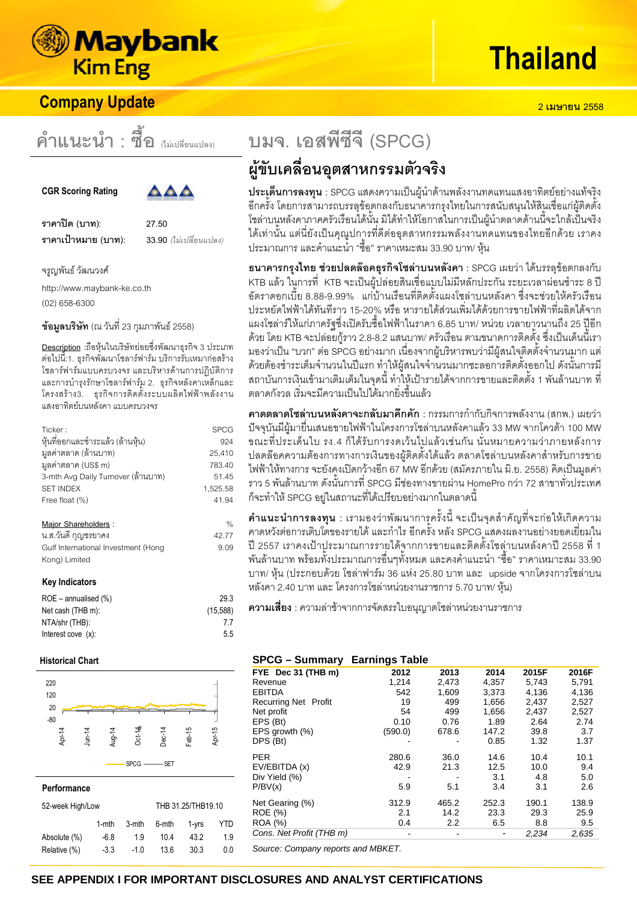# Maybank Kim Eng — Thailand

## Company Update

2 เมษายน 2558

## คำแนะนำ : ซื้อ (ไม่เปลี่ยนแปลง)

**CGR Scoring Rating**

| | |
|---|---|
| ราคาปิด (บาท): | 27.50 |
| ราคาเป้าหมาย (บาท): | 33.90 *(ไม่เปลี่ยนแปลง)* |

จรูญพันธ์ วัฒนวงศ์

http://www.maybank-ke.co.th

(02) 658-6300

**ข้อมูลบริษัท** (ณ วันที่ 23 กุมภาพันธ์ 2558)

Description :ถือหุ้นในบริษัทย่อยซึ่งพัฒนาธุรกิจ 3 ประเภท ต่อไปนี้:1. ธุรกิจพัฒนาโซลาร์ฟาร์ม บริการรับเหมาก่อสร้างโซลาร์ฟาร์มแบบครบวงจร และบริหารด้านการปฏิบัติการและการบำรุงรักษาโซลาร์ฟาร์ม 2. ธุรกิจหลังคาเหล็กและโครงสร้าง3. ธุรกิจการติดตั้งระบบผลิตไฟฟ้าพลังงานแสงอาทิตย์บนหลังคา แบบครบวงจร

| | |
|---|---|
| Ticker : | SPCG |
| หุ้นที่ออกและชำระแล้ว (ล้านหุ้น) | 924 |
| มูลค่าตลาด (ล้านบาท) | 25,410 |
| มูลค่าตลาด (US$ m) | 783.40 |
| 3-mth Avg Daily Turnover (ล้านบาท) | 51.45 |
| SET INDEX | 1,525.58 |
| Free float (%) | 41.94 |

| Major Shareholders : | % |
|---|---|
| น.ส.วันดี กุญชรยาคง | 42.77 |
| Gulf International Investment (Hong Kong) Limited | 9.09 |

**Key Indicators**

| | |
|---|---|
| ROE – annualised (%) | 29.3 |
| Net cash (THB m): | (15,588) |
| NTA/shr (THB): | 7.7 |
| Interest cove (x): | 5.5 |

**Historical Chart**

**Performance**

52-week High/Low: THB 31.25/THB19.10

| | 1-mth | 3-mth | 6-mth | 1-yrs | YTD |
|---|---|---|---|---|---|
| Absolute (%) | -6.8 | 1.9 | 10.4 | 43.2 | 1.9 |
| Relative (%) | -3.3 | -1.0 | 13.6 | 30.3 | 0.0 |

# บมจ. เอสพีซีจี (SPCG)

## ผู้ขับเคลื่อนอุตสาหกรรมตัวจริง

**ประเด็นการลงทุน** : SPCG แสดงความเป็นผู้นำด้านพลังงานทดแทนแสงอาทิตย์อย่างแท้จริงอีกครั้ง โดยการสามารถบรรลุข้อตกลงกับธนาคารกรุงไทยในการสนับสนุนให้สินเชื่อแก่ผู้ติดตั้งโซล่าบนหลังคาภาคครัวเรือนได้นั้น มิได้ทำให้โอกาสในการเป็นผู้นำตลาดด้านนี้จะใกล้เป็นจริงได้เท่านั้น แต่นี่ยังเป็นคุณูปการที่ดีต่ออุตสาหกรรมพลังงานทดแทนของไทยอีกด้วย เราคงประมาณการ และคำแนะนำ "ซื้อ" ราคาเหมะสม 33.90 บาท/ หุ้น

**ธนาคารกรุงไทย ช่วยปลดล็อคธุรกิจโซล่าบนหลังคา** : SPCG เผยว่า ได้บรรลุข้อตกลงกับ KTB แล้ว ในการที่ KTB จะเป็นผู้ปล่อยสินเชื่อแบบไม่มีหลักประกัน ระยะเวลาผ่อนชำระ 8 ปี อัตราดอกเบี้ย 8.88-9.99% แก่บ้านเรือนที่ติดตั้งแผงโซล่าบนหลังคา ซึ่งจะช่วยให้ครัวเรือนประหยัดไฟฟ้าได้ทันทีราว 15-20% หรือ หารายได้ส่วนเพิ่มได้ด้วยการขายไฟฟ้าที่ผลิตได้จากแผงโซล่าร์ให้แก่ภาครัฐซึ่งเปิดรับซื้อไฟฟ้าในราคา 6.85 บาท/ หน่วย เวลายาวนานถึง 25 ปีอีกด้วย โดย KTB จะปล่อยกู้ราว 2.8-8.2 แสนบาท/ ครัวเรือน ตามขนาดการติดตั้ง ซึ่งเป็นเด็นนี้เรามองว่าเป็น "บวก" ต่อ SPCG อย่างมาก เนื่องจากผู้บริหารพบว่ามีผู้สนใจติดตั้งจำนวนมาก แต่ด้วยต้องชำระเต็มจำนวนในปีแรก ทำให้ผู้สนใจจำนวนมากชะลอการติดตั้งออกไป ดังนั้นการมีสถาบันการเงินเข้ามาเติมเต็มในจุดนี้ ทำให้เป้ารายได้จากการขายและติดตั้ง 1 พันล้านบาท ที่ตลาดกังวล เริ่มจะมีความเป็นไปได้มากยิ่งขึ้นแล้ว

**คาดตลาดโซล่าบนหลังคาจะกลับมาคึกคัก** : กรรมการกำกับกิจการพลังงาน (สกพ.) เผยว่าปัจจุบันมีผู้มายื่นเสนอขายไฟฟ้าในโครงการโซล่าบนหลังคาแล้ว 33 MW จากโควต้า 100 MW ขณะที่ประเด็นไป รง.4 ก็ได้รับการงดเว้นไปแล้วเช่นกัน นั่นหมายความว่าภายหลังการปลดล็อคความต้องการทางการเงินของผู้ติดตั้งได้แล้ว ตลาดโซล่าบนหลังคาสำหรับการขายไฟฟ้าให้ทางการ จะยังคงเปิดกว้างอีก 67 MW อีกด้วย (สมัครภายใน มิ.ย. 2558) คิดเป็นมูลค่าราว 5 พันล้านบาท ดังนั้นการที่ SPCG มีช่องทางขายผ่าน HomePro กว่า 72 สาขาทั่วประเทศ ก็จะทำให้ SPCG อยู่ในสถานะที่ได้เปรียบอย่างมากในตลาดนี้

**คำแนะนำการลงทุน** : เรามองว่าพัฒนาการครั้งนี้ จะเป็นจุดสำคัญที่จะก่อให้เกิดความคาดหวังต่อการเติบโตของรายได้ และกำไร อีกครั้ง หลัง SPCG แสดงผลงานอย่างยอดเยี่ยมในปี 2557 เราคงเป้าประมาณการรายได้จากการขายและติดตั้งโซล่าบนหลังคาปี 2558 ที่ 1 พันล้านบาท พร้อมทั้งประมาณการอื่นๆทั้งหมด และคงคำแนะนำ "ซื้อ" ราคาเหมาะสม 33.90 บาท/ หุ้น (ประกอบด้วย โซล่าฟาร์ม 36 แห่ง 25.80 บาท และ upside จากโครงการโซล่าบนหลังคา 2.40 บาท และ โครงการโซล่าหน่วยงานราชการ 5.70 บาท/ หุ้น)

**ความเสี่ยง** : ความล่าช้าจากการจัดสรรใบอนุญาตโซล่าหน่วยงานราชการ

**SPCG – Summary Earnings Table**

| FYE Dec 31 (THB m) | 2012 | 2013 | 2014 | 2015F | 2016F |
|---|---|---|---|---|---|
| Revenue | 1,214 | 2,473 | 4,357 | 5,743 | 5,791 |
| EBITDA | 542 | 1,609 | 3,373 | 4,136 | 4,136 |
| Recurring Net Profit | 19 | 499 | 1,656 | 2,437 | 2,527 |
| Net profit | 54 | 499 | 1,656 | 2,437 | 2,527 |
| EPS (Bt) | 0.10 | 0.76 | 1.89 | 2.64 | 2.74 |
| EPS growth (%) | (590.0) | 678.6 | 147.2 | 39.8 | 3.7 |
| DPS (Bt) | - | - | 0.85 | 1.32 | 1.37 |
| PER | 280.6 | 36.0 | 14.6 | 10.4 | 10.1 |
| EV/EBITDA (x) | 42.9 | 21.3 | 12.5 | 10.0 | 9.4 |
| Div Yield (%) | - | - | 3.1 | 4.8 | 5.0 |
| P/BV(x) | 5.9 | 5.1 | 3.4 | 3.1 | 2.6 |
| Net Gearing (%) | 312.9 | 465.2 | 252.3 | 190.1 | 138.9 |
| ROE (%) | 2.1 | 14.2 | 23.3 | 29.3 | 25.9 |
| ROA (%) | 0.4 | 2.2 | 6.5 | 8.8 | 9.5 |
| *Cons. Net Profit (THB m)* | - | - | - | *2,234* | *2,635* |

*Source: Company reports and MBKET.*

**SEE APPENDIX I FOR IMPORTANT DISCLOSURES AND ANALYST CERTIFICATIONS**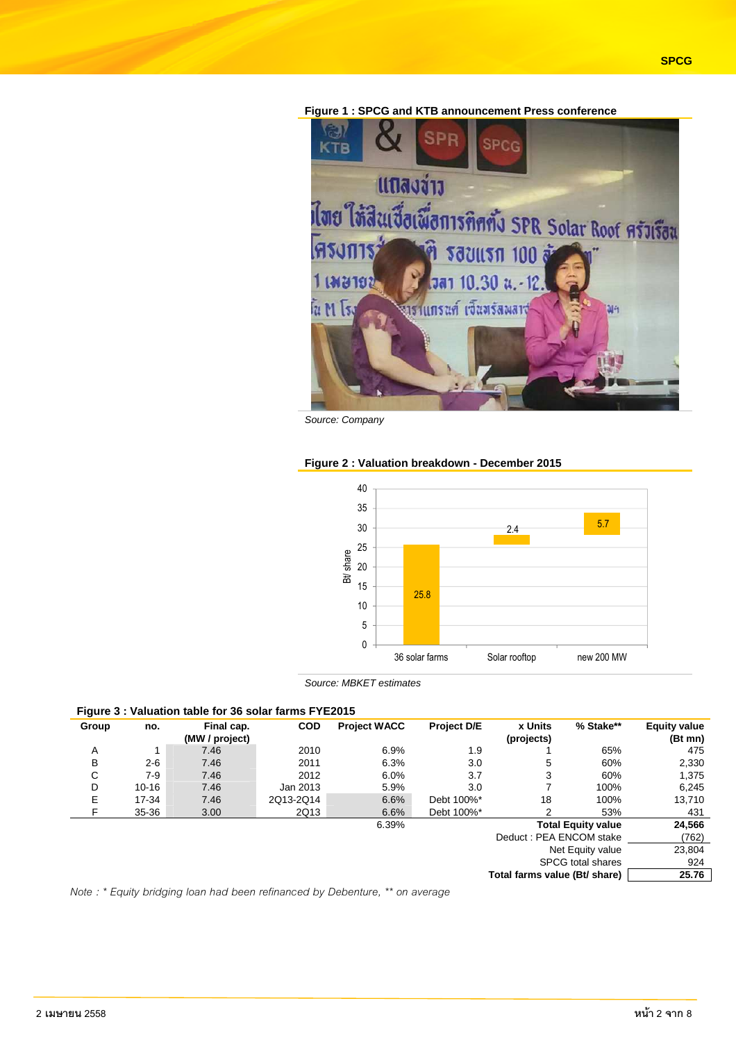**Figure 1 : SPCG and KTB announcement Press conference**

Source: Company

**Figure 2 : Valuation breakdown - December 2015**

| | Bt/ share |
|---|---|
| 36 solar farms | 25.8 |
| Solar rooftop | 2.4 |
| new 200 MW | 5.7 |

Source: MBKET estimates

**Figure 3 : Valuation table for 36 solar farms FYE2015**

| Group | no. | Final cap. (MW / project) | COD | Project WACC | Project D/E | x Units (projects) | % Stake** | Equity value (Bt mn) |
|---|---|---|---|---|---|---|---|---|
| A | 1 | 7.46 | 2010 | 6.9% | 1.9 | 1 | 65% | 475 |
| B | 2-6 | 7.46 | 2011 | 6.3% | 3.0 | 5 | 60% | 2,330 |
| C | 7-9 | 7.46 | 2012 | 6.0% | 3.7 | 3 | 60% | 1,375 |
| D | 10-16 | 7.46 | Jan 2013 | 5.9% | 3.0 | 7 | 100% | 6,245 |
| E | 17-34 | 7.46 | 2Q13-2Q14 | 6.6% | Debt 100%* | 18 | 100% | 13,710 |
| F | 35-36 | 3.00 | 2Q13 | 6.6% | Debt 100%* | 2 | 53% | 431 |
| | | | | 6.39% | | | **Total Equity value** | **24,566** |
| | | | | | | | Deduct : PEA ENCOM stake | (762) |
| | | | | | | | Net Equity value | 23,804 |
| | | | | | | | SPCG total shares | 924 |
| | | | | | | | **Total farms value (Bt/ share)** | **25.76** |

*Note : * Equity bridging loan had been refinanced by Debenture, ** on average*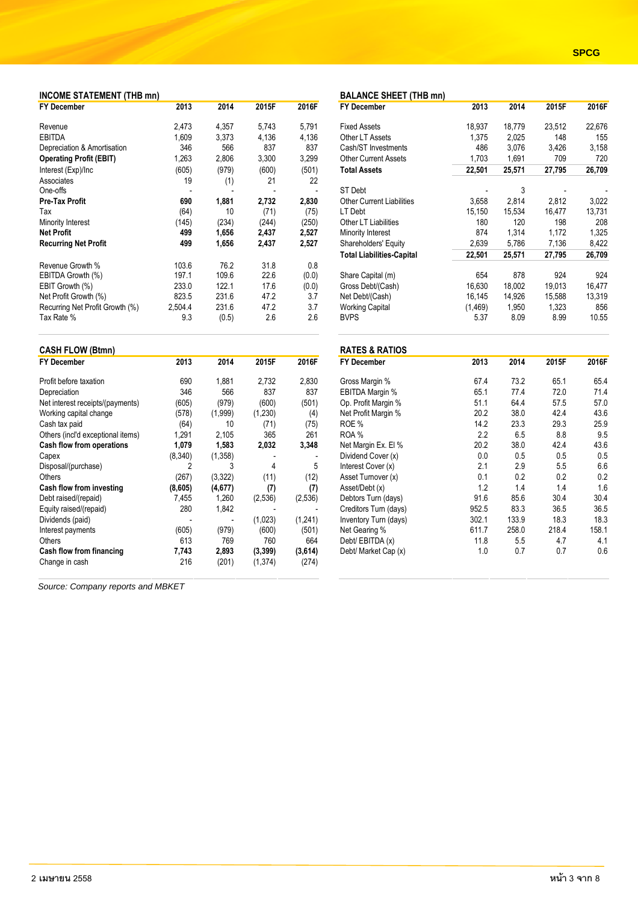## INCOME STATEMENT (THB mn)

| FY December | 2013 | 2014 | 2015F | 2016F |
|---|---|---|---|---|
| Revenue | 2,473 | 4,357 | 5,743 | 5,791 |
| EBITDA | 1,609 | 3,373 | 4,136 | 4,136 |
| Depreciation & Amortisation | 346 | 566 | 837 | 837 |
| **Operating Profit (EBIT)** | 1,263 | 2,806 | 3,300 | 3,299 |
| Interest (Exp)/Inc | (605) | (979) | (600) | (501) |
| Associates | 19 | (1) | 21 | 22 |
| One-offs | - | - | - | - |
| **Pre-Tax Profit** | **690** | **1,881** | **2,732** | **2,830** |
| Tax | (64) | 10 | (71) | (75) |
| Minority Interest | (145) | (234) | (244) | (250) |
| **Net Profit** | **499** | **1,656** | **2,437** | **2,527** |
| **Recurring Net Profit** | **499** | **1,656** | **2,437** | **2,527** |
| | | | | |
| Revenue Growth % | 103.6 | 76.2 | 31.8 | 0.8 |
| EBITDA Growth (%) | 197.1 | 109.6 | 22.6 | (0.0) |
| EBIT Growth (%) | 233.0 | 122.1 | 17.6 | (0.0) |
| Net Profit Growth (%) | 823.5 | 231.6 | 47.2 | 3.7 |
| Recurring Net Profit Growth (%) | 2,504.4 | 231.6 | 47.2 | 3.7 |
| Tax Rate % | 9.3 | (0.5) | 2.6 | 2.6 |

## BALANCE SHEET (THB mn)

| FY December | 2013 | 2014 | 2015F | 2016F |
|---|---|---|---|---|
| Fixed Assets | 18,937 | 18,779 | 23,512 | 22,676 |
| Other LT Assets | 1,375 | 2,025 | 148 | 155 |
| Cash/ST Investments | 486 | 3,076 | 3,426 | 3,158 |
| Other Current Assets | 1,703 | 1,691 | 709 | 720 |
| **Total Assets** | **22,501** | **25,571** | **27,795** | **26,709** |
| | | | | |
| ST Debt | - | 3 | - | - |
| Other Current Liabilities | 3,658 | 2,814 | 2,812 | 3,022 |
| LT Debt | 15,150 | 15,534 | 16,477 | 13,731 |
| Other LT Liabilities | 180 | 120 | 198 | 208 |
| Minority Interest | 874 | 1,314 | 1,172 | 1,325 |
| Shareholders' Equity | 2,639 | 5,786 | 7,136 | 8,422 |
| **Total Liabilities-Capital** | **22,501** | **25,571** | **27,795** | **26,709** |
| | | | | |
| Share Capital (m) | 654 | 878 | 924 | 924 |
| Gross Debt/(Cash) | 16,630 | 18,002 | 19,013 | 16,477 |
| Net Debt/(Cash) | 16,145 | 14,926 | 15,588 | 13,319 |
| Working Capital | (1,469) | 1,950 | 1,323 | 856 |
| BVPS | 5.37 | 8.09 | 8.99 | 10.55 |

## CASH FLOW (Btmn)

| FY December | 2013 | 2014 | 2015F | 2016F |
|---|---|---|---|---|
| Profit before taxation | 690 | 1,881 | 2,732 | 2,830 |
| Depreciation | 346 | 566 | 837 | 837 |
| Net interest receipts/(payments) | (605) | (979) | (600) | (501) |
| Working capital change | (578) | (1,999) | (1,230) | (4) |
| Cash tax paid | (64) | 10 | (71) | (75) |
| Others (incl'd exceptional items) | 1,291 | 2,105 | 365 | 261 |
| **Cash flow from operations** | **1,079** | **1,583** | **2,032** | **3,348** |
| Capex | (8,340) | (1,358) | - | - |
| Disposal/(purchase) | 2 | 3 | 4 | 5 |
| Others | (267) | (3,322) | (11) | (12) |
| **Cash flow from investing** | **(8,605)** | **(4,677)** | **(7)** | **(7)** |
| Debt raised/(repaid) | 7,455 | 1,260 | (2,536) | (2,536) |
| Equity raised/(repaid) | 280 | 1,842 | - | - |
| Dividends (paid) | - | - | (1,023) | (1,241) |
| Interest payments | (605) | (979) | (600) | (501) |
| Others | 613 | 769 | 760 | 664 |
| **Cash flow from financing** | **7,743** | **2,893** | **(3,399)** | **(3,614)** |
| Change in cash | 216 | (201) | (1,374) | (274) |

## RATES & RATIOS

| FY December | 2013 | 2014 | 2015F | 2016F |
|---|---|---|---|---|
| Gross Margin % | 67.4 | 73.2 | 65.1 | 65.4 |
| EBITDA Margin % | 65.1 | 77.4 | 72.0 | 71.4 |
| Op. Profit Margin % | 51.1 | 64.4 | 57.5 | 57.0 |
| Net Profit Margin % | 20.2 | 38.0 | 42.4 | 43.6 |
| ROE % | 14.2 | 23.3 | 29.3 | 25.9 |
| ROA % | 2.2 | 6.5 | 8.8 | 9.5 |
| Net Margin Ex. EI % | 20.2 | 38.0 | 42.4 | 43.6 |
| Dividend Cover (x) | 0.0 | 0.5 | 0.5 | 0.5 |
| Interest Cover (x) | 2.1 | 2.9 | 5.5 | 6.6 |
| Asset Turnover (x) | 0.1 | 0.2 | 0.2 | 0.2 |
| Asset/Debt (x) | 1.2 | 1.4 | 1.4 | 1.6 |
| Debtors Turn (days) | 91.6 | 85.6 | 30.4 | 30.4 |
| Creditors Turn (days) | 952.5 | 83.3 | 36.5 | 36.5 |
| Inventory Turn (days) | 302.1 | 133.9 | 18.3 | 18.3 |
| Net Gearing % | 611.7 | 258.0 | 218.4 | 158.1 |
| Debt/ EBITDA (x) | 11.8 | 5.5 | 4.7 | 4.1 |
| Debt/ Market Cap (x) | 1.0 | 0.7 | 0.7 | 0.6 |

*Source: Company reports and MBKET*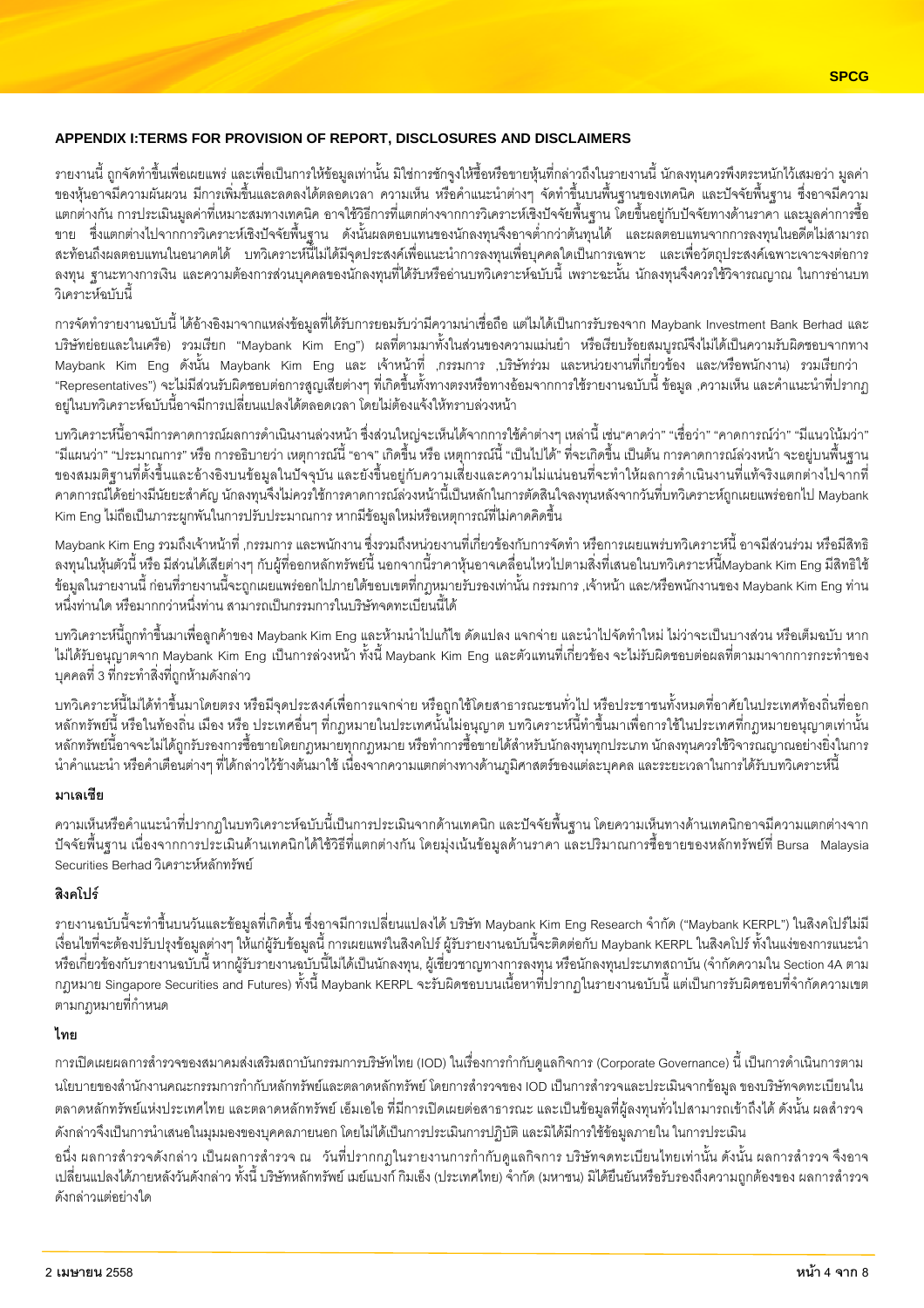## APPENDIX I:TERMS FOR PROVISION OF REPORT, DISCLOSURES AND DISCLAIMERS

รายงานนี้ ถูกจัดทำขึ้นเพื่อเผยแพร่ และเพื่อเป็นการให้ข้อมูลเท่านั้น มิใช่การชักจูงให้ซื้อหรือขายหุ้นที่กล่าวถึงในรายงานนี้ นักลงทุนควรพึงตระหนักไว้เสมอว่า มูลค่าของหุ้นอาจมีความผันผวน มีการเพิ่มขึ้นและลดลงได้ตลอดเวลา ความเห็น หรือคำแนะนำต่างๆ จัดทำขึ้นบนพื้นฐานของเทคนิค และปัจจัยพื้นฐาน ซึ่งอาจมีความแตกต่างกัน การประเมินมูลค่าที่เหมาะสมทางเทคนิค อาจใช้วิธีการที่แตกต่างจากการวิเคราะห์เชิงปัจจัยพื้นฐาน โดยขึ้นอยู่กับปัจจัยทางด้านราคา และมูลค่าการซื้อขาย ซึ่งแตกต่างไปจากการวิเคราะห์เชิงปัจจัยพื้นฐาน ดังนั้นผลตอบแทนของนักลงทุนจึงอาจต่ำกว่าต้นทุนได้ และผลตอบแทนจากการลงทุนในอดีตไม่สามารถสะท้อนถึงผลตอบแทนในอนาคตได้ บทวิเคราะห์นี้ไม่ได้มีจุดประสงค์เพื่อแนะนำการลงทุนเพื่อบุคคลใดเป็นการเฉพาะ และเพื่อวัตถุประสงค์เฉพาะเจาะจงต่อการลงทุน ฐานะทางการเงิน และความต้องการส่วนบุคคลของนักลงทุนที่ได้รับหรืออ่านบทวิเคราะห์ฉบับนี้ เพราะฉะนั้น นักลงทุนจึงควรใช้วิจารณญาณ ในการอ่านบทวิเคราะห์ฉบับนี้

การจัดทำรายงานฉบับนี้ ได้อ้างอิงมาจากแหล่งข้อมูลที่ได้รับการยอมรับว่ามีความน่าเชื่อถือ แต่ไม่ได้เป็นการรับรองจาก Maybank Investment Bank Berhad และบริษัทย่อยและในเครือ) รวมเรียก "Maybank Kim Eng") ผลที่ตามมาทั้งในส่วนของความแม่นยำ หรือเรียบร้อยสมบูรณ์จึงไม่ได้เป็นความรับผิดชอบจากทาง Maybank Kim Eng ดังนั้น Maybank Kim Eng และ (เจ้าหน้าที่ ,กรรมการ ,บริษัทร่วม และหน่วยงานที่เกี่ยวข้อง และ/หรือพนักงาน) รวมเรียกว่า "Representatives") จะไม่มีส่วนรับผิดชอบต่อการสูญเสียต่างๆ ที่เกิดขึ้นทั้งทางตรงหรือทางอ้อมจากการใช้รายงานฉบับนี้ ข้อมูล ,ความเห็น และคำแนะนำที่ปรากฏอยู่ในบทวิเคราะห์ฉบับนี้อาจมีการเปลี่ยนแปลงได้ตลอดเวลา โดยไม่ต้องแจ้งให้ทราบล่วงหน้า

บทวิเคราะห์นี้อาจมีการคาดการณ์ผลการดำเนินงานล่วงหน้า ซึ่งส่วนใหญ่จะเห็นได้จากการใช้คำต่างๆ เหล่านี้ เช่น"คาดว่า" "เชื่อว่า" "คาดการณ์ว่า" "มีแนวโน้มว่า" "มีแผนว่า" "ประมาณการ" หรือ การอธิบายว่า เหตุการณ์นี้ "อาจ" เกิดขึ้น หรือ เหตุการณ์นี้ "เป็นไปได้" ที่จะเกิดขึ้น เป็นต้น การคาดการณ์ล่วงหน้า จะอยู่บนพื้นฐานของสมมติฐานที่ตั้งขึ้นและอ้างอิงบนข้อมูลในปัจจุบัน และยังขึ้นอยู่กับความเสี่ยงและความไม่แน่นอนที่จะทำให้ผลการดำเนินงานที่แท้จริงแตกต่างไปจากที่คาดการณ์ได้อย่างมีนัยยะสำคัญ นักลงทุนจึงไม่ควรใช้การคาดการณ์ล่วงหน้านี้เป็นหลักในการตัดสินใจลงทุนหลังจากวันที่บทวิเคราะห์ถูกเผยแพร่ออกไป Maybank Kim Eng ไม่ถือเป็นภาระผูกพันในการปรับประมาณการ หากมีข้อมูลใหม่หรือเหตุการณ์ที่ไม่คาดคิดขึ้น

Maybank Kim Eng รวมถึงเจ้าหน้าที่ ,กรรมการ และพนักงาน ซึ่งรวมถึงหน่วยงานที่เกี่ยวข้องกับการจัดทำ หรือการเผยแพร่บทวิเคราะห์นี้ อาจมีส่วนร่วม หรือมีสิทธิลงทุนในหุ้นตัวนี้ หรือ มีส่วนได้เสียต่างๆ กับผู้ที่ออกหลักทรัพย์นี้ นอกจากนี้ราคาหุ้นอาจเคลื่อนไหวไปตามสิ่งที่เสนอในบทวิเคราะห์นี้Maybank Kim Eng มีสิทธิใช้ข้อมูลในรายงานนี้ ก่อนที่รายงานนี้จะถูกเผยแพร่ออกไปภายใต้ขอบเขตที่กฎหมายรับรองเท่านั้น กรรมการ ,เจ้าหน้าที่ และ/หรือพนักงานของ Maybank Kim Eng ท่านหนึ่งท่านใด หรือมากกว่าหนึ่งท่าน สามารถเป็นกรรมการในบริษัทจดทะเบียนนี้ได้

บทวิเคราะห์นี้ถูกทำขึ้นมาเพื่อลูกค้าของ Maybank Kim Eng และห้ามนำไปแก้ไข ดัดแปลง แจกจ่าย และนำไปจัดทำใหม่ ไม่ว่าจะเป็นบางส่วน หรือเต็มฉบับ หากไม่ได้รับอนุญาตจาก Maybank Kim Eng เป็นการล่วงหน้า ทั้งนี้ Maybank Kim Eng และตัวแทนที่เกี่ยวข้อง จะไม่รับผิดชอบต่อผลที่ตามมาจากการกระทำของบุคคลที่ 3 ที่กระทำสิ่งที่ถูกห้ามดังกล่าว

บทวิเคราะห์นี้ไม่ได้ทำขึ้นมาโดยตรง หรือมีจุดประสงค์เพื่อการแจกจ่าย หรือถูกใช้โดยสาธารณะชนทั่วไป หรือประชาชนทั้งหมดที่อาศัยในประเทศท้องถิ่นที่ออกหลักทรัพย์นี้ หรือในท้องถิ่น เมือง หรือ ประเทศอื่นๆ ที่กฎหมายในประเทศนั้นไม่อนุญาต บทวิเคราะห์นี้ทำขึ้นมาเพื่อการใช้ในประเทศที่กฎหมายอนุญาตเท่านั้น หลักทรัพย์นี้อาจจะไม่ได้ถูกรับรองการซื้อขายโดยกฎหมายทุกกฎหมาย หรือทำการซื้อขายได้สำหรับนักลงทุนทุกประเภท นักลงทุนควรใช้วิจารณญาณอย่างยิ่งในการนำคำแนะนำ หรือคำเตือนต่างๆ ที่ได้กล่าวไว้ข้างต้นมาใช้ เนื่องจากความแตกต่างทางด้านภูมิศาสตร์ของแต่ละบุคคล และระยะเวลาในการได้รับบทวิเคราะห์นี้

### มาเลเซีย

ความเห็นหรือคำแนะนำที่ปรากฏในบทวิเคราะห์ฉบับนี้เป็นการประเมินจากด้านเทคนิก และปัจจัยพื้นฐาน โดยความเห็นทางด้านเทคนิกอาจมีความแตกต่างจากปัจจัยพื้นฐาน เนื่องจากการประเมินด้านเทคนิกได้ใช้วิธีที่แตกต่างกัน โดยมุ่งเน้นข้อมูลด้านราคา และปริมาณการซื้อขายของหลักทรัพย์ที่ Bursa Malaysia Securities Berhad วิเคราะห์หลักทรัพย์

### สิงคโปร์

รายงานฉบับนี้จะทำขึ้นบนวันและข้อมูลที่เกิดขึ้น ซึ่งอาจมีการเปลี่ยนแปลงได้ บริษัท Maybank Kim Eng Research จำกัด ("Maybank KERPL") ในสิงคโปร์ไม่มีเงื่อนไขที่จะต้องปรับปรุงข้อมูลต่างๆ ให้แก่ผู้รับข้อมูลนี้ การเผยแพร่ในสิงคโปร์ ผู้รับรายงานฉบับนี้จะติดต่อกับ Maybank KERPL ในสิงคโปร์ ทั้งในแง่ของการแนะนำหรือเกี่ยวข้องกับรายงานฉบับนี้ หากผู้รับรายงานฉบับนี้ไม่ได้เป็นนักลงทุน, ผู้เชี่ยวชาญทางการลงทุน หรือนักลงทุนประเภทสถาบัน (จำกัดความใน Section 4A ตามกฎหมาย Singapore Securities and Futures) ทั้งนี้ Maybank KERPL จะรับผิดชอบบนเนื้อหาที่ปรากฏในรายงานฉบับนี้ แต่เป็นการรับผิดชอบที่จำกัดความเขตตามกฎหมายที่กำหนด

### ไทย

การเปิดเผยผลการสำรวจของสมาคมส่งเสริมสถาบันกรรมการบริษัทไทย (IOD) ในเรื่องการกำกับดูแลกิจการ (Corporate Governance) นี้ เป็นการดำเนินการตามนโยบายของสำนักงานคณะกรรมการกำกับหลักทรัพย์และตลาดหลักทรัพย์ โดยการสำรวจของ IOD เป็นการสำรวจและประเมินจากข้อมูล ของบริษัทจดทะเบียนในตลาดหลักทรัพย์แห่งประเทศไทย และตลาดหลักทรัพย์ เอ็มเอไอ ที่มีการเปิดเผยต่อสาธารณะ และเป็นข้อมูลที่ผู้ลงทุนทั่วไปสามารถเข้าถึงได้ ดังนั้น ผลสำรวจดังกล่าวจึงเป็นการนำเสนอในมุมมองของบุคคลภายนอก โดยไม่ได้เป็นการประเมินการปฏิบัติ และมิได้มีการใช้ข้อมูลภายใน ในการประเมิน

อนึ่ง ผลการสำรวจดังกล่าว เป็นผลการสำรวจ ณ วันที่ปรากฏในรายงานการกำกับดูแลกิจการ บริษัทจดทะเบียนไทยเท่านั้น ดังนั้น ผลการสำรวจ จึงอาจเปลี่ยนแปลงได้ภายหลังวันดังกล่าว ทั้งนี้ บริษัทหลักทรัพย์ เมย์แบงก์ กิมเอ็ง (ประเทศไทย) จำกัด (มหาชน) มิได้ยืนยันหรือรับรองถึงความถูกต้องของ ผลการสำรวจดังกล่าวแต่อย่างใด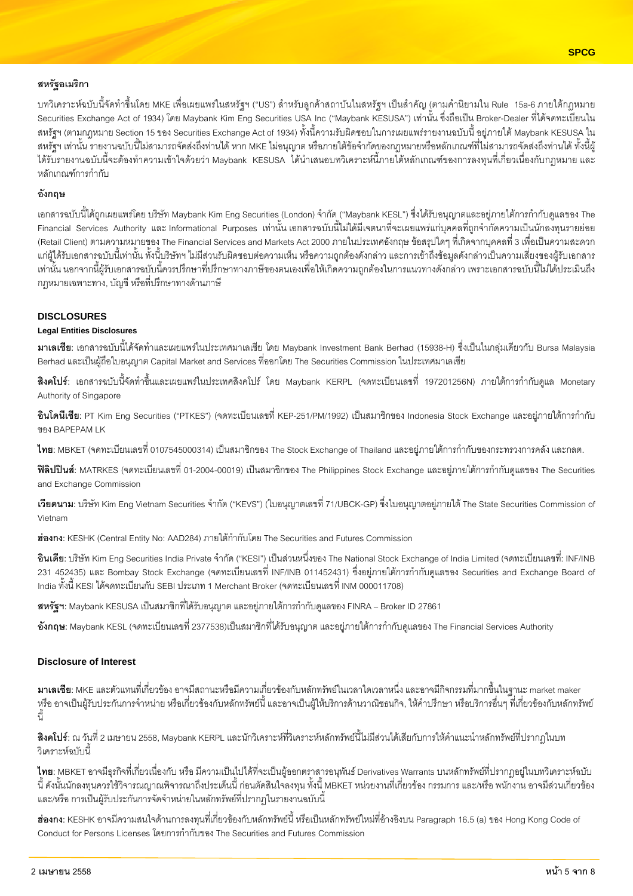### สหรัฐอเมริกา

บทวิเคราะห์ฉบับนี้จัดทำขึ้นโดย MKE เพื่อเผยแพร่ในสหรัฐฯ ("US") สำหรับลูกค้าสถาบันในสหรัฐฯ เป็นสำคัญ (ตามคำนิยามใน Rule 15a-6 ภายใต้กฎหมาย Securities Exchange Act of 1934) โดย Maybank Kim Eng Securities USA Inc ("Maybank KESUSA") เท่านั้น ซึ่งถือเป็น Broker-Dealer ที่ได้จดทะเบียนในสหรัฐฯ (ตามกฎหมาย Section 15 ของ Securities Exchange Act of 1934) ทั้งนี้ความรับผิดชอบในการเผยแพร่รายงานฉบับนี้ อยู่ภายใต้ Maybank KESUSA ในสหรัฐฯ เท่านั้น รายงานฉบับนี้ไม่สามารถจัดส่งถึงท่านได้ หาก MKE ไม่อนุญาต หรือภายใต้ข้อจำกัดของกฎหมายหรือหลักเกณฑ์ที่ไม่สามารถจัดส่งถึงท่านได้ ทั้งนี้ผู้ได้รับรายงานฉบับนี้จะต้องทำความเข้าใจด้วยว่า Maybank KESUSA ได้นำเสนอบทวิเคราะห์นี้ภายใต้หลักเกณฑ์ของการลงทุนที่เกี่ยวเนื่องกับกฎหมาย และหลักเกณฑ์การกำกับ

### อังกฤษ

เอกสารฉบับนี้ได้ถูกเผยแพร่โดย บริษัท Maybank Kim Eng Securities (London) จำกัด ("Maybank KESL") ซึ่งได้รับอนุญาตและอยู่ภายใต้การกำกับดูแลของ The Financial Services Authority และ Informational Purposes เท่านั้น เอกสารฉบับนี้ไม่ได้มีเจตนาที่จะเผยแพร่แก่บุคคลที่ถูกจำกัดความเป็นนักลงทุนรายย่อย (Retail Client) ตามความหมายของ The Financial Services and Markets Act 2000 ภายในประเทศอังกฤษ ข้อสรุปใดๆ ที่เกิดจากบุคคลที่ 3 เพื่อเป็นความสะดวกแก่ผู้ได้รับเอกสารฉบับนี้เท่านั้น ทั้งนี้บริษัทฯ ไม่มีส่วนรับผิดชอบต่อความเห็น หรือความถูกต้องดังกล่าว และการเข้าถึงข้อมูลดังกล่าวเป็นความเสี่ยงของผู้รับเอกสารเท่านั้น นอกจากนี้ผู้รับเอกสารฉบับนี้ควรปรึกษาที่ปรึกษาทางภาษีของตนเองเพื่อให้เกิดความถูกต้องในการแนวทางดังกล่าว เพราะเอกสารฉบับนี้ไม่ได้ประเมินถึงกฎหมายเฉพาะทาง, บัญชี หรือที่ปรึกษาทางด้านภาษี

## DISCLOSURES

### Legal Entities Disclosures

**มาเลเซีย**: เอกสารฉบับนี้ได้จัดทำและเผยแพรในประเทศมาเลเซีย โดย Maybank Investment Bank Berhad (15938-H) ซึ่งเป็นในกลุ่มเดียวกับ Bursa Malaysia Berhad และเป็นผู้ถือใบอนุญาต Capital Market and Services ที่ออกโดย The Securities Commission ในประเทศมาเลเซีย

**สิงคโปร์**: เอกสารฉบับนี้จัดทำขึ้นและเผยแพร่ในประเทศสิงคโปร์ โดย Maybank KERPL (จดทะเบียนเลขที่ 197201256N) ภายใต้การกำกับดูแล Monetary Authority of Singapore

**อินโดนีเซีย**: PT Kim Eng Securities ("PTKES") (จดทะเบียนเลขที่ KEP-251/PM/1992) เป็นสมาชิกของ Indonesia Stock Exchange และอยู่ภายใต้การกำกับของ BAPEPAM LK

**ไทย**: MBKET (จดทะเบียนเลขที่ 0107545000314) เป็นสมาชิกของ The Stock Exchange of Thailand และอยู่ภายใต้การกำกับของกระทรวงการคลัง และกลต.

**ฟิลิปปินส์**: MATRKES (จดทะเบียนเลขที่ 01-2004-00019) เป็นสมาชิกของ The Philippines Stock Exchange และอยู่ภายใต้การกำกับดูแลของ The Securities and Exchange Commission

**เวียดนาม**: บริษัท Kim Eng Vietnam Securities จำกัด ("KEVS") (ใบอนุญาตเลขที่ 71/UBCK-GP) ซึ่งใบอนุญาตอยู่ภายใต้ The State Securities Commission of Vietnam

**ฮ่องกง**: KESHK (Central Entity No: AAD284) ภายใต้กำกับโดย The Securities and Futures Commission

**อินเดีย**: บริษัท Kim Eng Securities India Private จำกัด ("KESI") เป็นส่วนหนึ่งของ The National Stock Exchange of India Limited (จดทะเบียนเลขที่: INF/INB 231 452435) และ Bombay Stock Exchange (จดทะเบียนเลขที่ INF/INB 011452431) ซึ่งอยู่ภายใต้การกำกับดูแลของ Securities and Exchange Board of India ทั้งนี้ KESI ได้จดทะเบียนกับ SEBI ประเภท 1 Merchant Broker (จดทะเบียนเลขที่ INM 000011708)

**สหรัฐฯ**: Maybank KESUSA เป็นสมาชิกที่ได้รับอนุญาต และอยู่ภายใต้การกำกับดูแลของ FINRA – Broker ID 27861

**อังกฤษ**: Maybank KESL (จดทะเบียนเลขที่ 2377538)เป็นสมาชิกที่ได้รับอนุญาต และอยู่ภายใต้การกำกับดูแลของ The Financial Services Authority

### Disclosure of Interest

**มาเลเซีย**: MKE และตัวแทนที่เกี่ยวข้อง อาจมีสถานะหรือมีความเกี่ยวข้องกับหลักทรัพย์ในเวลาใดเวลาหนึ่ง และอาจมีกิจกรรมที่มากขึ้นในฐานะ market maker หรือ อาจเป็นผู้รับประกันการจำหน่าย หรือเกี่ยวข้องกับหลักทรัพย์นี้ และอาจเป็นผู้ให้บริการด้านวาณิชธนกิจ, ให้คำปรึกษา หรือบริการอื่นๆ ที่เกี่ยวข้องกับหลักทรัพย์นี้

**สิงคโปร์**: ณ วันที่ 2 เมษายน 2558, Maybank KERPL และนักวิเคราะห์ที่วิเคราะห์หลักทรัพย์นี้ไม่มีส่วนได้เสียกับการให้คำแนะนำหลักทรัพย์ที่ปรากฏในบทวิเคราะห์ฉบับนี้

**ไทย**: MBKET อาจมีธุรกิจที่เกี่ยวเนื่องกับ หรือ มีความเป็นไปได้ที่จะเป็นผู้ออกตราสารอนุพันธ์ Derivatives Warrants บนหลักทรัพย์ที่ปรากฏอยู่ในบทวิเคราะห์ฉบับนี้ ดังนั้นนักลงทุนควรใช้วิจารณญาณพิจารณาถึงประเด็นนี้ ก่อนตัดสินใจลงทุน ทั้งนี้ MBKET หน่วยงานที่เกี่ยวข้อง กรรมการ และ/หรือ พนักงาน อาจมีส่วนเกี่ยวข้อง และ/หรือ การเป็นผู้รับประกันการจัดจำหน่ายในหลักทรัพย์ที่ปรากฏในรายงานฉบับนี้

**ฮ่องกง**: KESHK อาจมีความสนใจด้านการลงทุนที่เกี่ยวข้องกับหลักทรัพย์นี้ หรือเป็นหลักทรัพย์ใหม่ที่อ้างอิงบน Paragraph 16.5 (a) ของ Hong Kong Code of Conduct for Persons Licenses โดยการกำกับของ The Securities and Futures Commission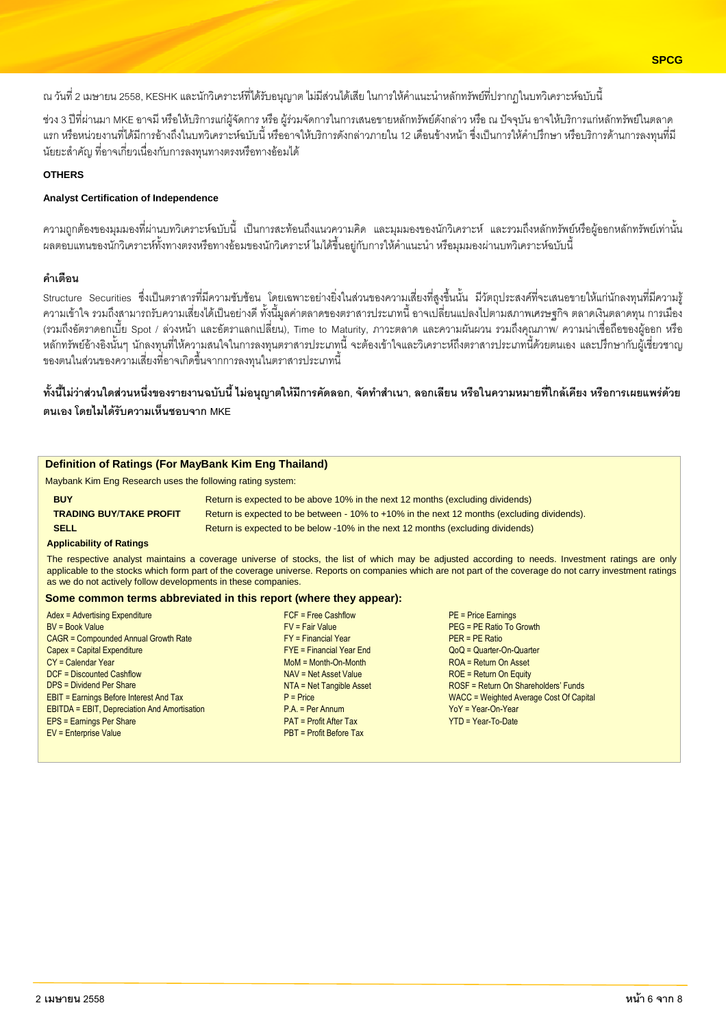ณ วันที่ 2 เมษายน 2558, KESHK และนักวิเคราะห์ที่ได้รับอนุญาต ไม่มีส่วนได้เสีย ในการให้คำแนะนำหลักทรัพย์ที่ปรากฏในบทวิเคราะห์ฉบับนี้

ช่วง 3 ปีที่ผ่านมา MKE อาจมี หรือให้บริการแก่ผู้จัดการ หรือ ผู้ร่วมจัดการในการเสนอขายหลักทรัพย์ดังกล่าว หรือ ณ ปัจจุบัน อาจให้บริการแก่หลักทรัพย์ในตลาดแรก หรือหน่วยงานที่ได้มีการอ้างถึงในบทวิเคราะห์ฉบับนี้ หรืออาจให้บริการดังกล่าวภายใน 12 เดือนข้างหน้า ซึ่งเป็นการให้คำปรึกษา หรือบริการด้านการลงทุนที่มีนัยยะสำคัญ ที่อาจเกี่ยวเนื่องกับการลงทุนทางตรงหรือทางอ้อมได้

**OTHERS**

**Analyst Certification of Independence**

ความถูกต้องของมุมมองที่ผ่านบทวิเคราะห์ฉบับนี้ เป็นการสะท้อนถึงแนวความคิด และมุมมองของนักวิเคราะห์ และรวมถึงหลักทรัพย์หรือผู้ออกหลักทรัพย์เท่านั้น ผลตอบแทนของนักวิเคราะห์ทั้งทางตรงหรือทางอ้อมของนักวิเคราะห์ ไม่ได้ขึ้นอยู่กับการให้คำแนะนำ หรือมุมมองผ่านบทวิเคราะห์ฉบับนี้

**คำเตือน**

Structure Securities ซึ่งเป็นตราสารที่มีความซับซ้อน โดยเฉพาะอย่างยิ่งในส่วนของความเสี่ยงที่สูงขึ้นนั้น มีวัตถุประสงค์ที่จะเสนอขายให้แก่นักลงทุนที่มีความรู้ความเข้าใจ รวมถึงสามารถรับความเสี่ยงได้เป็นอย่างดี ทั้งนี้มูลค่าตลาดของตราสารประเภทนี้ อาจเปลี่ยนแปลงไปตามสภาพเศรษฐกิจ ตลาดเงินตลาดทุน การเมือง (รวมถึงอัตราดอกเบี้ย Spot / ล่วงหน้า และอัตราแลกเปลี่ยน), Time to Maturity, ภาวะตลาด และความผันผวน รวมถึงคุณภาพ/ ความน่าเชื่อถือของผู้ออก หรือหลักทรัพย์อ้างอิงนั้นๆ นักลงทุนที่ให้ความสนใจในการลงทุนตราสารประเภทนี้ จะต้องเข้าใจและวิเคราะห์ถึงตราสารประเภทนี้ด้วยตนเอง และปรึกษากับผู้เชี่ยวชาญของตนในส่วนของความเสี่ยงที่อาจเกิดขึ้นจากการลงทุนในตราสารประเภทนี้

**ทั้งนี้ไม่ว่าส่วนใดส่วนหนึ่งของรายงานฉบับนี้ ไม่อนุญาตให้มีการคัดลอก, จัดทำสำเนา, ลอกเลียน หรือในความหมายที่ใกล้เคียง หรือการเผยแพร่ด้วยตนเอง โดยไม่ได้รับความเห็นชอบจาก MKE**

### Definition of Ratings (For MayBank Kim Eng Thailand)

Maybank Kim Eng Research uses the following rating system:

| | |
|---|---|
| **BUY** | Return is expected to be above 10% in the next 12 months (excluding dividends) |
| **TRADING BUY/TAKE PROFIT** | Return is expected to be between - 10% to +10% in the next 12 months (excluding dividends). |
| **SELL** | Return is expected to be below -10% in the next 12 months (excluding dividends) |

**Applicability of Ratings**

The respective analyst maintains a coverage universe of stocks, the list of which may be adjusted according to needs. Investment ratings are only applicable to the stocks which form part of the coverage universe. Reports on companies which are not part of the coverage do not carry investment ratings as we do not actively follow developments in these companies.

**Some common terms abbreviated in this report (where they appear):**

- Adex = Advertising Expenditure
- BV = Book Value
- CAGR = Compounded Annual Growth Rate
- Capex = Capital Expenditure
- CY = Calendar Year
- DCF = Discounted Cashflow
- DPS = Dividend Per Share
- EBIT = Earnings Before Interest And Tax
- EBITDA = EBIT, Depreciation And Amortisation
- EPS = Earnings Per Share
- EV = Enterprise Value
- FCF = Free Cashflow
- FV = Fair Value
- FY = Financial Year
- FYE = Financial Year End
- MoM = Month-On-Month
- NAV = Net Asset Value
- NTA = Net Tangible Asset
- P = Price
- P.A. = Per Annum
- PAT = Profit After Tax
- PBT = Profit Before Tax
- PE = Price Earnings
- PEG = PE Ratio To Growth
- PER = PE Ratio
- QoQ = Quarter-On-Quarter
- ROA = Return On Asset
- ROE = Return On Equity
- ROSF = Return On Shareholders' Funds
- WACC = Weighted Average Cost Of Capital
- YoY = Year-On-Year
- YTD = Year-To-Date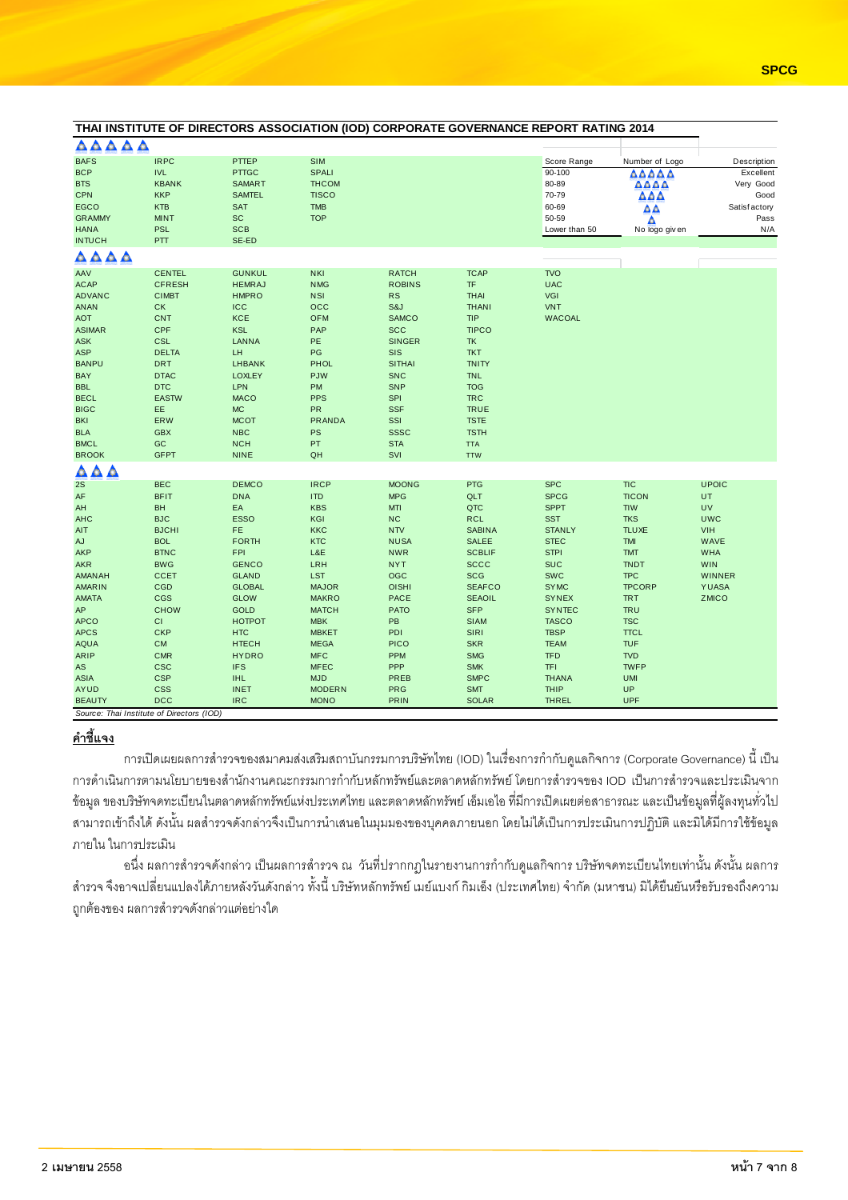## THAI INSTITUTE OF DIRECTORS ASSOCIATION (IOD) CORPORATE GOVERNANCE REPORT RATING 2014

**5 logos (Excellent)**

| | | | |
|---|---|---|---|
| BAFS | IRPC | PTTEP | SIM |
| BCP | IVL | PTTGC | SPALI |
| BTS | KBANK | SAMART | THCOM |
| CPN | KKP | SAMTEL | TISCO |
| EGCO | KTB | SAT | TMB |
| GRAMMY | MINT | SC | TOP |
| HANA | PSL | SCB | |
| INTUCH | PTT | SE-ED | |

| Score Range | Number of Logo | Description |
|---|---|---|
| 90-100 | 5 logos | Excellent |
| 80-89 | 4 logos | Very Good |
| 70-79 | 3 logos | Good |
| 60-69 | 2 logos | Satisfactory |
| 50-59 | 1 logo | Pass |
| Lower than 50 | No logo given | N/A |

**4 logos (Very Good)**

| | | | | | | |
|---|---|---|---|---|---|---|
| AAV | CENTEL | GUNKUL | NKI | RATCH | TCAP | TVO |
| ACAP | CFRESH | HEMRAJ | NMG | ROBINS | TF | UAC |
| ADVANC | CIMBT | HMPRO | NSI | RS | THAI | VGI |
| ANAN | CK | ICC | OCC | S&J | THANI | VNT |
| AOT | CNT | KCE | OFM | SAMCO | TIP | WACOAL |
| ASIMAR | CPF | KSL | PAP | SCC | TIPCO | |
| ASK | CSL | LANNA | PE | SINGER | TK | |
| ASP | DELTA | LH | PG | SIS | TKT | |
| BANPU | DRT | LHBANK | PHOL | SITHAI | TNITY | |
| BAY | DTAC | LOXLEY | PJW | SNC | TNL | |
| BBL | DTC | LPN | PM | SNP | TOG | |
| BECL | EASTW | MACO | PPS | SPI | TRC | |
| BIGC | EE | MC | PR | SSF | TRUE | |
| BKI | ERW | MCOT | PRANDA | SSI | TSTE | |
| BLA | GBX | NBC | PS | SSSC | TSTH | |
| BMCL | GC | NCH | PT | STA | TTA | |
| BROOK | GFPT | NINE | QH | SVI | TTW | |

**3 logos (Good)**

| | | | | | | | | |
|---|---|---|---|---|---|---|---|---|
| 2S | BEC | DEMCO | IRCP | MOONG | PTG | SPC | TIC | UPOIC |
| AF | BFIT | DNA | ITD | MPG | QLT | SPCG | TICON | UT |
| AH | BH | EA | KBS | MTI | QTC | SPPT | TIW | UV |
| AHC | BJC | ESSO | KGI | NC | RCL | SST | TKS | UWC |
| AIT | BJCHI | FE | KKC | NTV | SABINA | STANLY | TLUXE | VIH |
| AJ | BOL | FORTH | KTC | NUSA | SALEE | STEC | TMI | WAVE |
| AKP | BTNC | FPI | L&E | NWR | SCBLIF | STPI | TMT | WHA |
| AKR | BWG | GENCO | LRH | NYT | SCCC | SUC | TNDT | WIN |
| AMANAH | CCET | GLAND | LST | OGC | SCG | SWC | TPC | WINNER |
| AMARIN | CGD | GLOBAL | MAJOR | OISHI | SEAFCO | SYMC | TPCORP | YUASA |
| AMATA | CGS | GLOW | MAKRO | PACE | SEAOIL | SYNEX | TRT | ZMICO |
| AP | CHOW | GOLD | MATCH | PATO | SFP | SYNTEC | TRU | |
| APCO | CI | HOTPOT | MBK | PB | SIAM | TASCO | TSC | |
| APCS | CKP | HTC | MBKET | PDI | SIRI | TBSP | TTCL | |
| AQUA | CM | HTECH | MEGA | PICO | SKR | TEAM | TUF | |
| ARIP | CMR | HYDRO | MFC | PPM | SMG | TFD | TVD | |
| AS | CSC | IFS | MFEC | PPP | SMK | TFI | TWFP | |
| ASIA | CSP | IHL | MJD | PREB | SMPC | THANA | UMI | |
| AYUD | CSS | INET | MODERN | PRG | SMT | THIP | UP | |
| BEAUTY | DCC | IRC | MONO | PRIN | SOLAR | THREL | UPF | |

*Source: Thai Institute of Directors (IOD)*

**คำชี้แจง**

การเปิดเผยผลการสำรวจของสมาคมส่งเสริมสถาบันกรรมการบริษัทไทย (IOD) ในเรื่องการกำกับดูแลกิจการ (Corporate Governance) นี้ เป็นการดำเนินการตามนโยบายของสำนักงานคณะกรรมการกำกับหลักทรัพย์และตลาดหลักทรัพย์ โดยการสำรวจของ IOD เป็นการสำรวจและประเมินจากข้อมูล ของบริษัทจดทะเบียนในตลาดหลักทรัพย์แห่งประเทศไทย และตลาดหลักทรัพย์ เอ็มเอไอ ที่มีการเปิดเผยต่อสาธารณะ และเป็นข้อมูลที่ผู้ลงทุนทั่วไปสามารถเข้าถึงได้ ดังนั้น ผลสำรวจดังกล่าวจึงเป็นการนำเสนอในมุมมองของบุคคลภายนอก โดยไม่ได้เป็นการประเมินการปฏิบัติ และมิได้มีการใช้ข้อมูลภายใน ในการประเมิน

อนึ่ง ผลการสำรวจดังกล่าว เป็นผลการสำรวจ ณ วันที่ปรากฏในรายงานการกำกับดูแลกิจการ บริษัทจดทะเบียนไทยเท่านั้น ดังนั้น ผลการสำรวจ จึงอาจเปลี่ยนแปลงได้ภายหลังวันดังกล่าว ทั้งนี้ บริษัทหลักทรัพย์ เมย์แบงก์ กิมเอ็ง (ประเทศไทย) จำกัด (มหาชน) มิได้ยืนยันหรือรับรองถึงความถูกต้องของ ผลการสำรวจดังกล่าวแต่อย่างใด

2 เมษายน 2558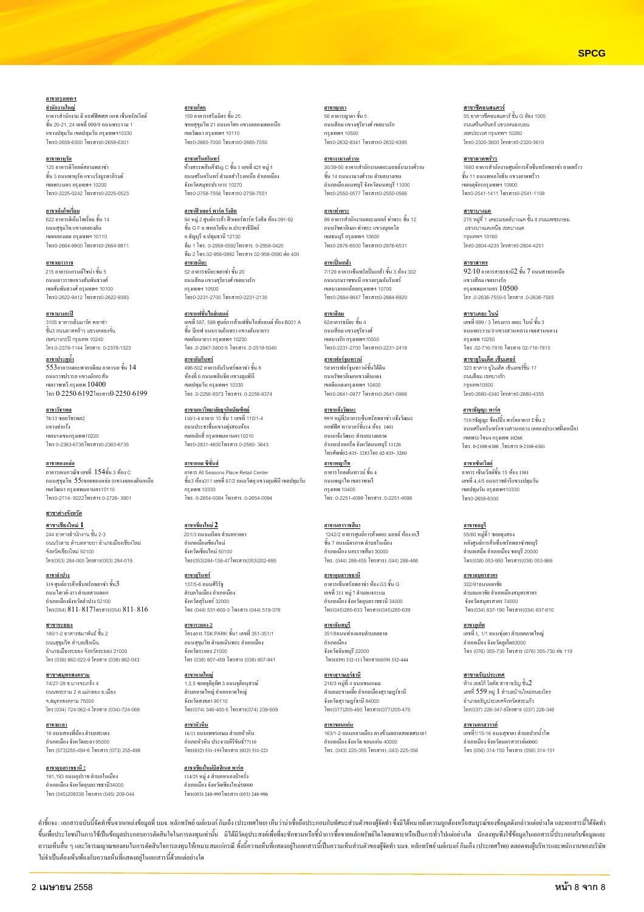**สาขากรุงเทพฯ**

**สำนักงานใหญ่**
อาคารสำนักงาน ดิ ออฟฟิศเศส แอท เซ็นทรัลเวิลด์ ชั้น 20-21, 24 เลขที่ 999/9 ถนนพระราม 1 แขวงปทุมวัน เขตปทุมวัน กรุงเทพฯ10330
โทร0-2658-6300 โทรสาร0-2658-6301

**สาขาพาหุรัด**
125 อาคารดิ โอลด์สยามพลาซ่า ชั้น 3 ถนนพาหุรัด แขวงวังบูรพาภิรมย์ เขตพระนคร กรุงเทพฯ 10200
โทร0-2225-0242 โทรสาร0-2225-0523

**สาขาอโศกเพรียม**
622 อาคารดิเอ็มโพเรี่ยม ชั้น 14 ถนนสุขุมวิท แขวงคลองตัน เขตคลองเตย กรุงเทพฯ 10110
โทร0-2664-9800 โทรสาร0-2664-9811

**สาขาเยาวราช**
215 อาคารแกรนด์ไชน่า ชั้น 5 ถนนเยาวราชแขวงสัมพันธวงศ์ เขตสัมพันธวงศ์ กรุงเทพฯ 10100
โทร0-2622-9412 โทรสาร0-2622-9383

**สาขาบางกะปิ**
3105 อาคารเอ็นมาร์ค พลาซ่า ชั้น3 ถนนลาดพร้าว แขวงคลองจั่น เขตบางกะปิ กรุงเทพ 10240
โทร.0-2378-1144 โทรสาร. 0-2378-1323

**สาขาประตูน้ำ**
553อาคารเดอะพาลาเดียม อาคารเอ ชั้น 14 ถนนราชปรารภ แขวงมักกะสัน เขตราชเทวี กรุงเทพ 10400
โทร 0-2250-6192โทรสาร0-2250-6199

**สาขาวัชรพล**
78/13 ซอยวัชรพล2 แขวงท่าแร้ง เขตบางเขนกรุงเทพ10220
โทร 0-2363-6736โทรสาร0-2363-6735

**สาขาทองหล่อ**
อาคารอเนกวณิช เลขที่ 154ชั้น 3 ห้อง C ถนนสุขุมวิท 55(ซอยทองหล่อ) (แขวงคลองตันเหนือ เขตวัฒนา กรุงเทพมหานคร10110
โทร0-2714- 9222โทรสาร0-2726- 3901

**สาขาโศก**
159 อาคารเสริมมิตร ชั้น 25 ซอยสุขุมวิท 21 ถนนอโศก แขวงคลองเตยเหนือ เขตวัฒนา กรุงเทพฯ 10110
โทร0-2665-7000 โทรสาร0-2665-7050

**สาขาศรีนครินทร์**
ห้างสรรพสินค้าBig C ชั้น 1 เลขที่ 425 หมู่ 5 ถนนศรีนครินทร์ ตำบลสำโรงเหนือ อำเภอเมือง จังหวัดสมุทรปราการ 10270
โทร0-2758-7556 โทรสาร0-2758-7551

**สาขาฟิวเจอร์ พาร์ค รังสิต**
94 หมู่ 2 ศูนย์การค้า ฟิวเจอร์พาร์ค รังสิต ห้อง 091-92 ชั้น G F ถ.พหลโยธิน ต.ประชาธิปัตย์ อ.ธัญบุรี จ.ปทุมธานี 12130
ทีม 1 โทร. 0-2958-0592โทรสาร. 0-2958-0420
ทีม 2 โทร.02-958-0992 โทรสาร 02-958-0590 ต่อ 400

**สาขาธนิยะ**
52 อาคารธนิยะพลาซ่า ชั้น 20 ถนนสีลม แขวงสุริยวงศ์ เขตบางรัก กรุงเทพฯ 10500
โทร0-2231-2700 โทรสาร0-2231-2130

**สาขาแฟชั่นไอส์แลนด์**
เลขที่ 587, 589 ศูนย์การค้าแฟชั่นไอส์แลนด์ ห้อง B001 A ชั้น บีเอฟ ถนนรามอินทรา แขวงคันนายาว เขตคันนายาว กรุงเทพฯ 10230
โทร .0-2947-5800-5 โทรสาร .0-2519-5040

**สาขาอัมรินทร์**
496-502 อาคารอัมรินทร์พลาซ่า ชั้น 8 ห้องที่ 6 ถนนเพลินจิต แขวงลุมพินี เขตปทุมวัน กรุงเทพฯ 10330
โทร .0-2256-9373 โทรสาร .0-2256-9374

**สาขามหาวิทยาลัยธุรกิจบัณฑิตย์**
110/1-4 อาคาร 10 ชั้น 1 เลขที่ 110/1-4 ถนนประชาชื่นแขวงทุ่งสองห้อง เขตหลักสี่ กรุงเทพมหานคร10210
โทร0-2831-4600โทรสาร 0-2580- 3643

**สาขาออล ซีซั่นส์**
อาคาร All Seasons Place Retail Center ชั้น3 ห้อง311 เลขที่ 87/2 ถนนวิทยุ แขวงลุมพินี เขตปทุมวัน กรุงเทพ 10330
โทร. 0-2654-0084 โทรสาร .0-2654-0094

**สาขาญาดา**
56 อาคารญาดา ชั้น 5 ถนนสีลม แขวงสุริยวงศ์ เขตบางรัก กรุงเทพฯ 10500
โทร0-2632-8341 โทรสาร0-2632-8395

**สาขางามวงศ์วาน**
30/39-50 อาคารสำนักงานเดอะมอลล์งามวงศ์วาน ชั้น 14 ถนนงามวงศ์วาน ตำบลบางเขน อำเภอเมืองนนทบุรี จังหวัดนนทบุรี 11000
โทร0-2550-0577 โทรสาร0-2550-0566

**สาขาท่าพระ**
99 อาคารสำนักงานเดอะมอลล์ ท่าพระ ชั้น 12 ถนนรัชดาภิเษก-ท่าพระ แขวงบุคคโล เขตธนบุรี กรุงเทพฯ 10600
โทร0-2876-6500 โทรสาร0-2876-6531

**สาขาปิ่นเกล้า**
7/129 อาคารเซ็นทรัลปิ่นเกล้า ชั้น 3 ห้อง 302 ถนนบรมราชชนนี แขวงอรุณอัมรินทร์ เขตบางกอกน้อยกรุงเทพฯ 10700
โทร0-2884-9847 โทรสาร0-2884-6920

**สาขาสีลม**
62อาคารธนิยะ ชั้น 4 ถนนสีลม แขวงสุริยวงศ์ เขตบางรัก กรุงเทพฯ10500
โทร0-2231-2700 โทรสาร0-2231-2418

**สาขาฟอร์จูนทาวน์**
5อาคารฟอร์จูนทาวน์ชั้นใต้ดิน ถนนรัชดาภิเษกแขวงดินแดง เขตดินแดงกรุงเทพฯ 10400
โทร0-2641-0977 โทรสาร0-2641-0966

**สาขาแจ้งวัฒนะ**
99/9 หมู่ที่2อาคารเซ็นทรัลพลาซ่า แจ้งวัฒนะ ออฟฟิศ ทาวเวอร์ชั้น14 ห้อง 1401 ถนนแจ้งวัฒนะ ตำบลบางตลาด อำเภอปากเกร็ด จังหวัดนนทบุรี 11120
โทรศัพท์02-835- 3283โทรสาร 02-835- 3280

**สาขาพญาไท**
อาคารโอเด็นทาวเวอร์ ชั้น 4 ถนนพญาไท เขตราชเทวี กรุงเทพ 10400
โทร. 0-2251-4099 โทรสาร .0-2251-4098

**สาขาซีคอนสแควร์**
55 อาคารซีคอนสแควร์ ชั้น G ห้อง 1005 ถนนศรีนครินทร์ แขวงหนองบอน เขตประเวศ กรุงเทพฯ 10260
โทร0-2320-3600 โทรสาร0-2320-3610

**สาขาลาดพร้าว**
1693 อาคารสำนักงานศูนย์การค้าเซ็นทรัลพลาซ่า ลาดพร้าว ชั้น 11 ถนนพหลโยธิน แขวงลาดพร้าว เขตจตุจักร กรุงเทพฯ 10900
โทร0-2541-1411 โทรสาร0-2541-1108

**สาขาบางแค**
275 หมู่ที่ 1 เดอะมอลล์บางแค ชั้น 8 ถนนเพชรเกษม แขวงบางแคเหนือ เขตบางแค กรุงเทพฯ 10160
โทร0-2804-4235 โทรสาร0-2804-4251

**สาขาสาทร**
92/10 อาคารสาธรธานี2 ชั้น 7 ถนนสาทรเหนือ แขวงสีลม เขตบางรัก กรุงเทพมหานคร 10500
โทร .0-2636-7550-5 โทรสาร .0-2636-7565

**สาขาเดอะ ไนน์**
เลขที่ 999 / 3 โครงการ เดอะ ไนน์ ชั้น 3 ถนนพระราม 9 แขวงสวนหลวง เขตสวนหลวง กรุงเทพ 10250
โทร .02-716-7816 โทรสาร 02-716-7815

**สาขายูไนเต็ด เซ็นเตอร์**
323 อาคาร ยูไนเต็ด เซ็นเตอร์ชั้น 17 ถนนสีลม เขตบางรัก กรุงเทพ10500
โทร0-2680-4340 โทรสาร0-2680-4355

**สาขาธัญญะ พาร์ค**
735/5ธัญญะ ช็อปปิ้ง พาร์คอาคาร Eชั้น 2 ถนนศรีนครินทร์แขวงสวนหลวง (คลองประเวศฝั่งเหนือ) เขตพระโขนง กรุงเทพ 10260
โทร. 0-2108-6300 ,โทรสาร 0-2108-6301

**สาขาเซ็นเวิลด์**
อาคาร เซ็นเวิลด์ชั้น 15 ห้อง 1501 เลขที่ 4,4/5 ถนนราชดำริแขวงปทุมวัน เขตปทุมวัน กรุงเทพฯ10330
โทร0-2658-6300

**สาขาต่างจังหวัด**

**สาขาเชียงใหม่ 1**
244 อาคารสำนักงาน ชั้น 2-3 ถนนวัวลาย ตำบลหายยา อำเภอเมืองเชียงใหม่ จังหวัดเชียงใหม่ 50100
โทร(053) 284-000 โทรสาร(053) 284-019

**สาขาลำปาง**
319 ศูนย์การค้าเซ็นทรัลพลาซ่า ชั้น3 ถนนไฮเวย์-งาว ตำบลสวนดอก อำเภอเมืองจังหวัดลำปาง 52100
โทร(054) 811-817โทรสาร(054) 811- 816

**สาขาระยอง**
180/1-2 อาคารสมาพันธ์ ชั้น 2 ถนนสุขุมวิท ตำบลเชิงเนิน อำเภอเมืองระยอง จังหวัดระยอง 21000
โทร (038) 862-022-9 โทรสาร (038) 862-043

**สาขาสมุทรสงคราม**
74/27-28 ซ.บางจะเกร็ง 4 ถนนพระราม 2 ต.แม่กลอง อ.เมือง จ.สมุทรสงคราม 75000
โทร (034) 724-062-4 โทรสาร (034)-724-068

**สาขายะลา**
18 ถนนสองพี่น้อง ตำบลสะเตง อำเภอเมือง จังหวัดยะลา95000
โทร (073)255-494-6 โทรสาร (073) 255-498

**สาขาอุบลราชธานี 2**
191,193 ถนนอุปราช ตำบลในเมือง อำเภอเมือง จังหวัดอุบลราชธานี34000
โทร (045)209339 โทรสาร (045) 209-044

**สาขาเชียงใหม่ 2**
201/3 ถนนมหิดล ตำบลหายยา อำเภอเมืองเชียงใหม่ จังหวัดเชียงใหม่ 50100
โทร(053)284-138-47โทรสาร(053)202-695

**สาขาสุรินทร์**
137/5-6 ถนนศิริรัฐ ตำบลในเมือง อำเภอเมือง จังหวัดสุรินทร์ 32000
โทร (044) 531-600-3 โทรสาร (044) 519-378

**สาขาระยอง 2**
โครงการ TSK PARK ชั้น1 เลขที่ 351-351/1 ถนนสุขุมวิท ตำบลเนินพระ อำเภอเมือง จังหวัดระยอง 21000
โทร (038) 807-459 โทรสาร (038) 807-841

**สาขาหาดใหญ่**
1,3,5 ซอยจุติอุทิศ 3 ถนนจุติอนุสรณ์ ตำบลหาดใหญ่ อำเภอหาดใหญ่ จังหวัดสงขลา 90110
โทร(074) 346-400-5 โทรสาร(074) 239-509

**สาขาหัวหิน**
16/11 ถนนเพชรเกษม ตำบลหัวหิน อำเภอหัวหิน ประจวบคีรีขันธ์77110
โทร(032) 531-193โทรสาร (032) 531-221

**สาขาเชียงใหม่มีสเทค พาร์ก**
114/25 หมู่ 4 ตำบลหนองป่าครั่ง อำเภอเมือง จังหวัดเชียงใหม่50000
โทร(053) 248-995โทรสาร (053) 248-996

**สาขานครราชสีมา**
1242/2 อาคารศูนย์การค้าเดอะ มอลล์ ห้อง เอ3 ชั้น 7 ถนนมิตรภาพ ตำบลในเมือง อำเภอเมือง นครราชสีมา 30000
โทร. (044) 288-455 โทรสาร) .044) 288-466

**สาขาอุบลราชธานี**
อาคารเซ็นทรัลพลาซ่า ห้อง G3 ชั้น G เลขที่ 311 หมู่ 7 ตำบลแจระแม อำเภอเมือง จังหวัดอุบลราชธานี 34000
โทร(045)265-633 โทรสาร(045)265-639

**สาขาจันทบุรี**
351/8ถนนท่าแฉลบตำบลตลาด อำเภอเมือง จังหวัดจันทบุรี 22000
โทร(039) 332-111โทรสาร(039) 332-444

**สาขาสุราษฎร์ธานี**
216/3 หมู่ที่ 4 ถนนชนเกษม ตำบลมะขามเตี้ย อำเภอเมืองสุราษฎร์ธานี จังหวัดสุราษฎร์ธานี 84000
โทร(077)205-460 โทรสาร(077)205-475

**สาขาขอนแก่น**
163/1-2 ถนนกลางเมือง ตรงข้ามตลาดสดเทศบาล1 อำเภอเมือง จังหวัด ขอนแก่น 40000
โทร. (043) 225-355 โทรสาร) .043) 225-356

**สาขาชลบุรี**
55/60 หมู่ที่1 ซอยอุ่งสอง หลังศูนย์การค้าเซ็นทรัลพลาซ่าชลบุรี ตำบลเสม็ด อำเภอเมือง ชลบุรี 20000
โทร(038) 053-950 โทรสาร(038) 053-966

**สาขาสมุทรสาคร**
322/91ถนนเอกชัย ตำบลมหาชัย อำเภอเมืองสมุทรสาคร จังหวัดสมุทรสาคร 74000
โทร(034) 837-190 โทรสาร(034) 837-610

**สาขาภูเก็ต**
เลขที่ 1, 1/1 ถนนทุ่งคา ตำบลตลาดใหญ่ อำเภอเมือง จังหวัดภูเก็ต83000
โทร (076) 355-730 โทรสาร (076) 355-730 ต่อ 119

**สาขาอรัญประเทศ**
ห้าง เทสโก้ โลตัส สาขาอรัญ ชั้น2 เลขที่ 559 หมู่ 1 ตำบลบ้านใหม่หนองไทร อำเภออรัญประเทศจังหวัดสระแก้ว
โทร(037) 226-347-8โทรสาร (037) 226-346

**สาขานครสวรรค์**
เลขที่1/15-16 ถนนสุชาดา ตำบลปากน้ำโพ อำเภอเมือง จังหวัดนครสวรรค์60000
โทร (056) 314-150 โทรสาร (056) 314-151

คำชี้แจง : เอกสารฉบับนี้จัดทำขึ้นจากแหล่งข้อมูลที่ บมจ. หลักทรัพย์ เมย์แบงก์ กิมเอ็ง (ประเทศไทย) เห็นว่าน่าเชื่อถือประกอบกับทัศนะส่วนตัวของผู้จัดทำ ซึ่งมิได้หมายถึงความถูกต้องหรือสมบูรณ์ของข้อมูลดังกล่าวแต่อย่างใด และเอกสารนี้ได้จัดทำขึ้นเพื่อประโยชน์ในการใช้เป็นข้อมูลประกอบการตัดสินใจในการลงทุนเท่านั้น มิได้มีวัตถุประสงค์เพื่อที่จะชักชวนหรือชี้นำการซื้อขายหลักทรัพย์ใดโดยเฉพาะหรือเป็นการทั่วไปแต่อย่างใด นักลงทุนพึงใช้ข้อมูลในเอกสารนี้ประกอบกับข้อมูลและความเห็นอื่น ๆ และวิจารณญาณของตนในการตัดสินใจการลงทุนให้เหมาะสมแก่กรณี ทั้งนี้ความเห็นที่แสดงอยู่ในเอกสารนี้เป็นความเห็นส่วนตัวของผู้จัดทำ บมจ. หลักทรัพย์ เมย์แบงก์ กิมเอ็ง (ประเทศไทย) ตลอดจนผู้บริหารและพนักงานของบริษัทไม่จำเป็นต้องเห็นพ้องกับความเห็นที่แสดงอยู่ในเอกสารนี้ด้วยแต่อย่างใด

2 เมษายน 2558